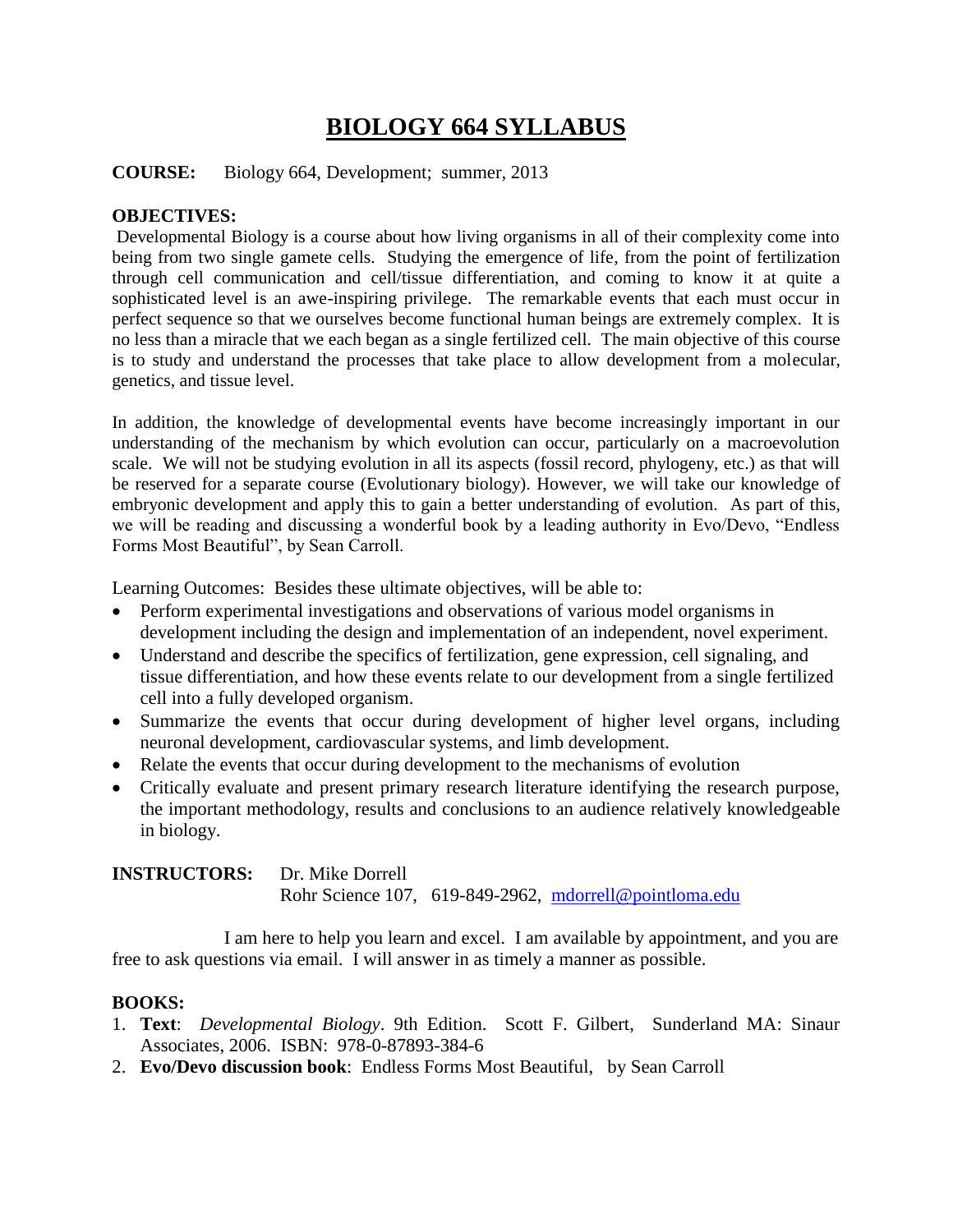# BIOLOGY 664 SYLLABUS

**COURSE:** Biology 664, Development; summer, 2013

**OBJECTIVES:**

Developmental Biology is a course about how living organisms in all of their complexity come into being from two single gamete cells. Studying the emergence of life, from the point of fertilization through cell communication and cell/tissue differentiation, and coming to know it at quite a sophisticated level is an awe-inspiring privilege. The remarkable events that each must occur in perfect sequence so that we ourselves become functional human beings are extremely complex. It is no less than a miracle that we each began as a single fertilized cell. The main objective of this course is to study and understand the processes that take place to allow development from a molecular, genetics, and tissue level.

In addition, the knowledge of developmental events have become increasingly important in our understanding of the mechanism by which evolution can occur, particularly on a macroevolution scale. We will not be studying evolution in all its aspects (fossil record, phylogeny, etc.) as that will be reserved for a separate course (Evolutionary biology). However, we will take our knowledge of embryonic development and apply this to gain a better understanding of evolution. As part of this, we will be reading and discussing a wonderful book by a leading authority in Evo/Devo, "Endless Forms Most Beautiful", by Sean Carroll.

Learning Outcomes: Besides these ultimate objectives, will be able to:

- Perform experimental investigations and observations of various model organisms in development including the design and implementation of an independent, novel experiment.
- Understand and describe the specifics of fertilization, gene expression, cell signaling, and tissue differentiation, and how these events relate to our development from a single fertilized cell into a fully developed organism.
- Summarize the events that occur during development of higher level organs, including neuronal development, cardiovascular systems, and limb development.
- Relate the events that occur during development to the mechanisms of evolution
- Critically evaluate and present primary research literature identifying the research purpose, the important methodology, results and conclusions to an audience relatively knowledgeable in biology.

**INSTRUCTORS:** Dr. Mike Dorrell
Rohr Science 107, 619-849-2962, mdorrell@pointloma.edu

I am here to help you learn and excel. I am available by appointment, and you are free to ask questions via email. I will answer in as timely a manner as possible.

**BOOKS:**

1. **Text**: *Developmental Biology*. 9th Edition. Scott F. Gilbert, Sunderland MA: Sinaur Associates, 2006. ISBN: 978-0-87893-384-6
2. **Evo/Devo discussion book**: Endless Forms Most Beautiful, by Sean Carroll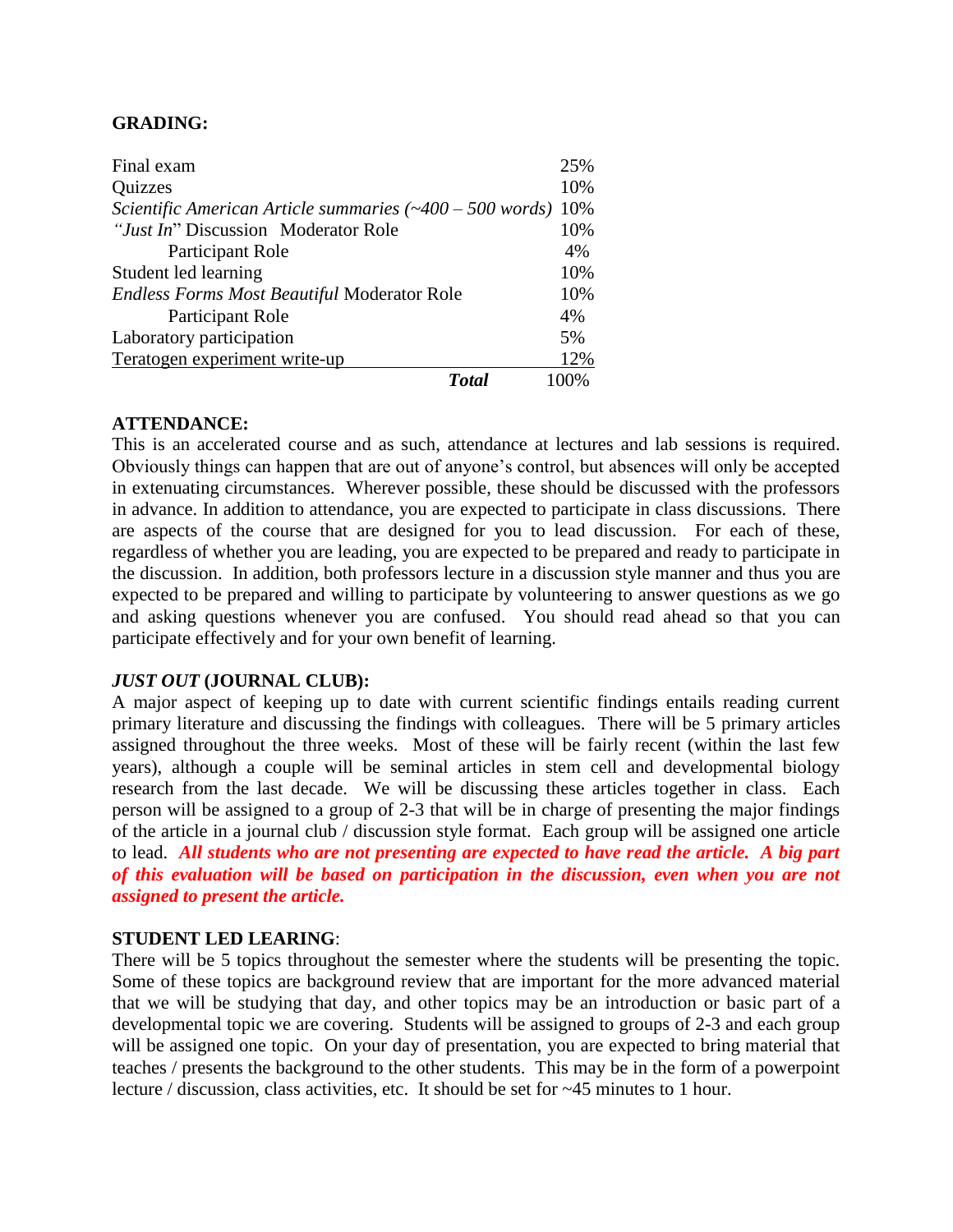**GRADING:**

| | |
|---|---|
| Final exam | 25% |
| Quizzes | 10% |
| *Scientific American Article summaries (~400 – 500 words)* | 10% |
| *"Just In"* Discussion Moderator Role | 10% |
| Participant Role | 4% |
| Student led learning | 10% |
| *Endless Forms Most Beautiful* Moderator Role | 10% |
| Participant Role | 4% |
| Laboratory participation | 5% |
| Teratogen experiment write-up | 12% |
| ***Total*** | 100% |

**ATTENDANCE:**
This is an accelerated course and as such, attendance at lectures and lab sessions is required. Obviously things can happen that are out of anyone's control, but absences will only be accepted in extenuating circumstances. Wherever possible, these should be discussed with the professors in advance. In addition to attendance, you are expected to participate in class discussions. There are aspects of the course that are designed for you to lead discussion. For each of these, regardless of whether you are leading, you are expected to be prepared and ready to participate in the discussion. In addition, both professors lecture in a discussion style manner and thus you are expected to be prepared and willing to participate by volunteering to answer questions as we go and asking questions whenever you are confused. You should read ahead so that you can participate effectively and for your own benefit of learning.

***JUST OUT* (JOURNAL CLUB):**
A major aspect of keeping up to date with current scientific findings entails reading current primary literature and discussing the findings with colleagues. There will be 5 primary articles assigned throughout the three weeks. Most of these will be fairly recent (within the last few years), although a couple will be seminal articles in stem cell and developmental biology research from the last decade. We will be discussing these articles together in class. Each person will be assigned to a group of 2-3 that will be in charge of presenting the major findings of the article in a journal club / discussion style format. Each group will be assigned one article to lead. ***All students who are not presenting are expected to have read the article. A big part of this evaluation will be based on participation in the discussion, even when you are not assigned to present the article.***

**STUDENT LED LEARING**:
There will be 5 topics throughout the semester where the students will be presenting the topic. Some of these topics are background review that are important for the more advanced material that we will be studying that day, and other topics may be an introduction or basic part of a developmental topic we are covering. Students will be assigned to groups of 2-3 and each group will be assigned one topic. On your day of presentation, you are expected to bring material that teaches / presents the background to the other students. This may be in the form of a powerpoint lecture / discussion, class activities, etc. It should be set for ~45 minutes to 1 hour.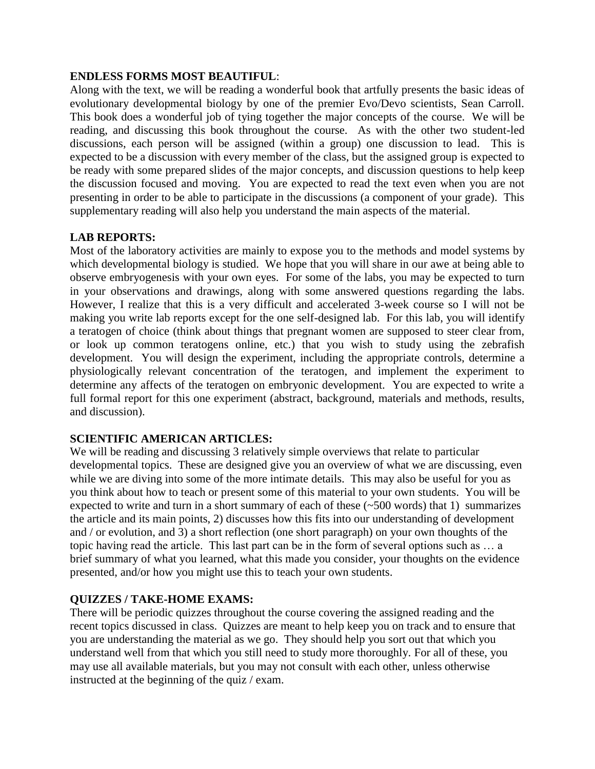**ENDLESS FORMS MOST BEAUTIFUL**:

Along with the text, we will be reading a wonderful book that artfully presents the basic ideas of evolutionary developmental biology by one of the premier Evo/Devo scientists, Sean Carroll. This book does a wonderful job of tying together the major concepts of the course. We will be reading, and discussing this book throughout the course. As with the other two student-led discussions, each person will be assigned (within a group) one discussion to lead. This is expected to be a discussion with every member of the class, but the assigned group is expected to be ready with some prepared slides of the major concepts, and discussion questions to help keep the discussion focused and moving. You are expected to read the text even when you are not presenting in order to be able to participate in the discussions (a component of your grade). This supplementary reading will also help you understand the main aspects of the material.

**LAB REPORTS:**

Most of the laboratory activities are mainly to expose you to the methods and model systems by which developmental biology is studied. We hope that you will share in our awe at being able to observe embryogenesis with your own eyes. For some of the labs, you may be expected to turn in your observations and drawings, along with some answered questions regarding the labs. However, I realize that this is a very difficult and accelerated 3-week course so I will not be making you write lab reports except for the one self-designed lab. For this lab, you will identify a teratogen of choice (think about things that pregnant women are supposed to steer clear from, or look up common teratogens online, etc.) that you wish to study using the zebrafish development. You will design the experiment, including the appropriate controls, determine a physiologically relevant concentration of the teratogen, and implement the experiment to determine any affects of the teratogen on embryonic development. You are expected to write a full formal report for this one experiment (abstract, background, materials and methods, results, and discussion).

**SCIENTIFIC AMERICAN ARTICLES:**

We will be reading and discussing 3 relatively simple overviews that relate to particular developmental topics. These are designed give you an overview of what we are discussing, even while we are diving into some of the more intimate details. This may also be useful for you as you think about how to teach or present some of this material to your own students. You will be expected to write and turn in a short summary of each of these (~500 words) that 1) summarizes the article and its main points, 2) discusses how this fits into our understanding of development and / or evolution, and 3) a short reflection (one short paragraph) on your own thoughts of the topic having read the article. This last part can be in the form of several options such as … a brief summary of what you learned, what this made you consider, your thoughts on the evidence presented, and/or how you might use this to teach your own students.

**QUIZZES / TAKE-HOME EXAMS:**

There will be periodic quizzes throughout the course covering the assigned reading and the recent topics discussed in class. Quizzes are meant to help keep you on track and to ensure that you are understanding the material as we go. They should help you sort out that which you understand well from that which you still need to study more thoroughly. For all of these, you may use all available materials, but you may not consult with each other, unless otherwise instructed at the beginning of the quiz / exam.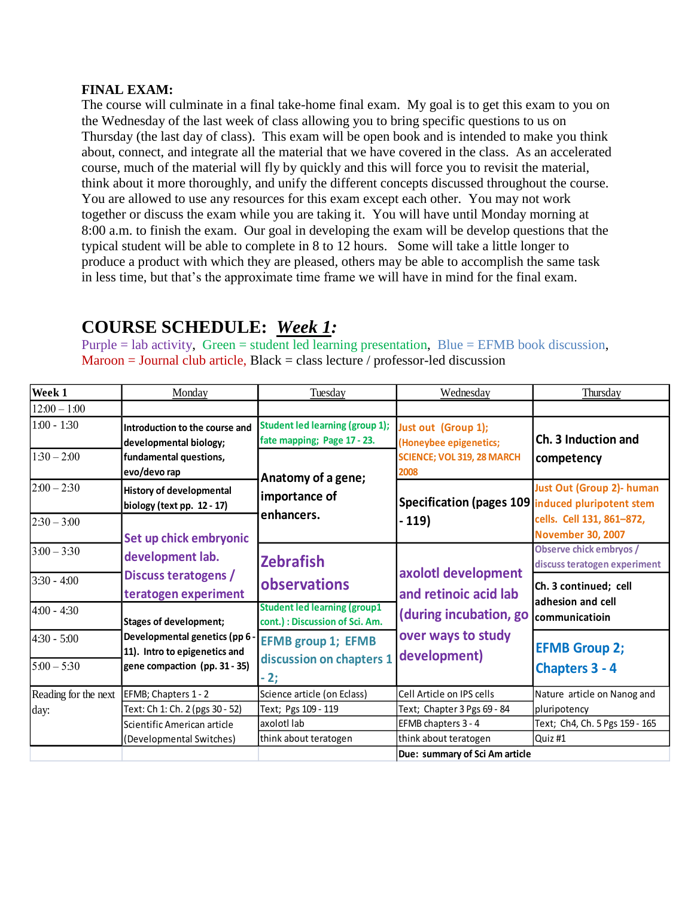**FINAL EXAM:**
The course will culminate in a final take-home final exam. My goal is to get this exam to you on the Wednesday of the last week of class allowing you to bring specific questions to us on Thursday (the last day of class). This exam will be open book and is intended to make you think about, connect, and integrate all the material that we have covered in the class. As an accelerated course, much of the material will fly by quickly and this will force you to revisit the material, think about it more thoroughly, and unify the different concepts discussed throughout the course. You are allowed to use any resources for this exam except each other. You may not work together or discuss the exam while you are taking it. You will have until Monday morning at 8:00 a.m. to finish the exam. Our goal in developing the exam will be develop questions that the typical student will be able to complete in 8 to 12 hours. Some will take a little longer to produce a product with which they are pleased, others may be able to accomplish the same task in less time, but that's the approximate time frame we will have in mind for the final exam.

## COURSE SCHEDULE: *Week 1:*

Purple = lab activity, Green = student led learning presentation, Blue = EFMB book discussion, Maroon = Journal club article, Black = class lecture / professor-led discussion

| Week 1 | Monday | Tuesday | Wednesday | Thursday |
|---|---|---|---|---|
| 12:00 – 1:00 | | | | |
| 1:00 - 1:30 | Introduction to the course and developmental biology; fundamental questions, evo/devo rap | Student led learning (group 1); fate mapping; Page 17 - 23. | Just out (Group 1); (Honeybee epigenetics; SCIENCE; VOL 319, 28 MARCH 2008 | Ch. 3 Induction and competency |
| 1:30 – 2:00 | | Anatomy of a gene; importance of enhancers. | | |
| 2:00 – 2:30 | History of developmental biology (text pp. 12 - 17) | | Specification (pages 109 - 119) | Just Out (Group 2)- human induced pluripotent stem cells. Cell 131, 861–872, November 30, 2007 |
| 2:30 – 3:00 | Set up chick embryonic development lab. Discuss teratogens / teratogen experiment | | | |
| 3:00 – 3:30 | | Zebrafish observations | axolotl development and retinoic acid lab (during incubation, go over ways to study development) | Observe chick embryos / discuss teratogen experiment |
| 3:30 - 4:00 | | | | Ch. 3 continued; cell adhesion and cell communicatioin |
| 4:00 - 4:30 | Stages of development; Developmental genetics (pp 6 - 11). Intro to epigenetics and gene compaction (pp. 31 - 35) | Student led learning (group1 cont.) : Discussion of Sci. Am. | | |
| 4:30 - 5:00 | | EFMB group 1; EFMB discussion on chapters 1 - 2; | | EFMB Group 2; Chapters 3 - 4 |
| 5:00 – 5:30 | | | | |
| Reading for the next day: | EFMB; Chapters 1 - 2 | Science article (on Eclass) | Cell Article on IPS cells | Nature article on Nanog and pluripotency |
| | Text: Ch 1: Ch. 2 (pgs 30 - 52) | Text; Pgs 109 - 119 | Text; Chapter 3 Pgs 69 - 84 | Text; Ch4, Ch. 5 Pgs 159 - 165 |
| | Scientific American article (Developmental Switches) | axolotl lab | EFMB chapters 3 - 4 | Quiz #1 |
| | | think about teratogen | think about teratogen | |
| | | | Due: summary of Sci Am article | |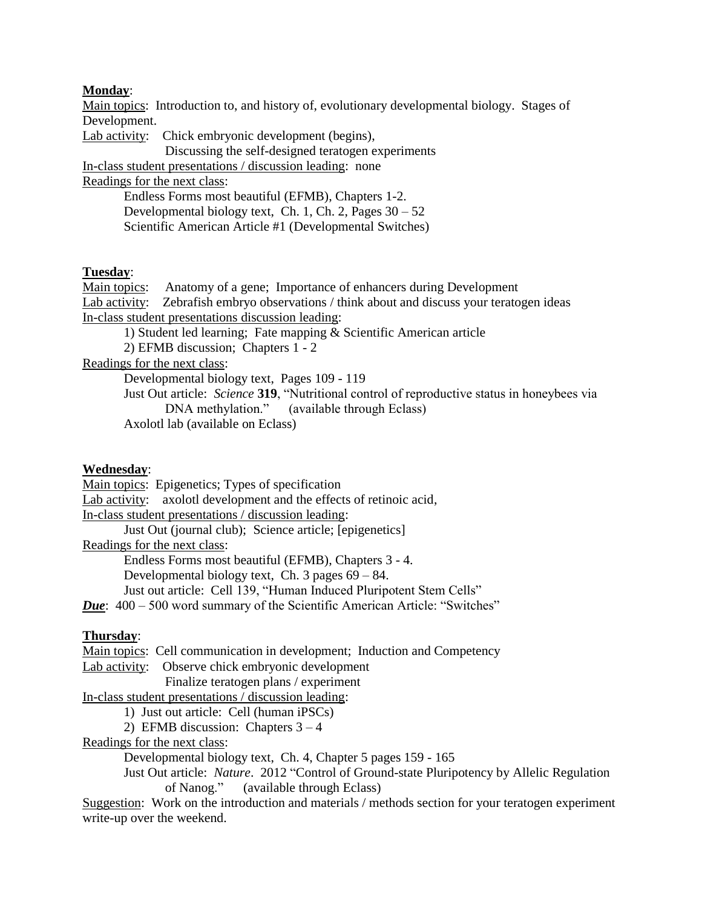**Monday**:

Main topics: Introduction to, and history of, evolutionary developmental biology. Stages of Development.

Lab activity: Chick embryonic development (begins),
Discussing the self-designed teratogen experiments

In-class student presentations / discussion leading: none

Readings for the next class:

- Endless Forms most beautiful (EFMB), Chapters 1-2.
- Developmental biology text, Ch. 1, Ch. 2, Pages 30 – 52
- Scientific American Article #1 (Developmental Switches)

**Tuesday**:

Main topics: Anatomy of a gene; Importance of enhancers during Development

Lab activity: Zebrafish embryo observations / think about and discuss your teratogen ideas

In-class student presentations discussion leading:

1) Student led learning; Fate mapping & Scientific American article
2) EFMB discussion; Chapters 1 - 2

Readings for the next class:

- Developmental biology text, Pages 109 - 119
- Just Out article: *Science* **319**, "Nutritional control of reproductive status in honeybees via DNA methylation." (available through Eclass)
- Axolotl lab (available on Eclass)

**Wednesday**:

Main topics: Epigenetics; Types of specification

Lab activity: axolotl development and the effects of retinoic acid,

In-class student presentations / discussion leading:

Just Out (journal club); Science article; [epigenetics]

Readings for the next class:

- Endless Forms most beautiful (EFMB), Chapters 3 - 4.
- Developmental biology text, Ch. 3 pages 69 – 84.
- Just out article: Cell 139, "Human Induced Pluripotent Stem Cells"

***Due***: 400 – 500 word summary of the Scientific American Article: "Switches"

**Thursday**:

Main topics: Cell communication in development; Induction and Competency

Lab activity: Observe chick embryonic development
Finalize teratogen plans / experiment

In-class student presentations / discussion leading:

1) Just out article: Cell (human iPSCs)
2) EFMB discussion: Chapters 3 – 4

Readings for the next class:

- Developmental biology text, Ch. 4, Chapter 5 pages 159 - 165
- Just Out article: *Nature*. 2012 "Control of Ground-state Pluripotency by Allelic Regulation of Nanog." (available through Eclass)

Suggestion: Work on the introduction and materials / methods section for your teratogen experiment write-up over the weekend.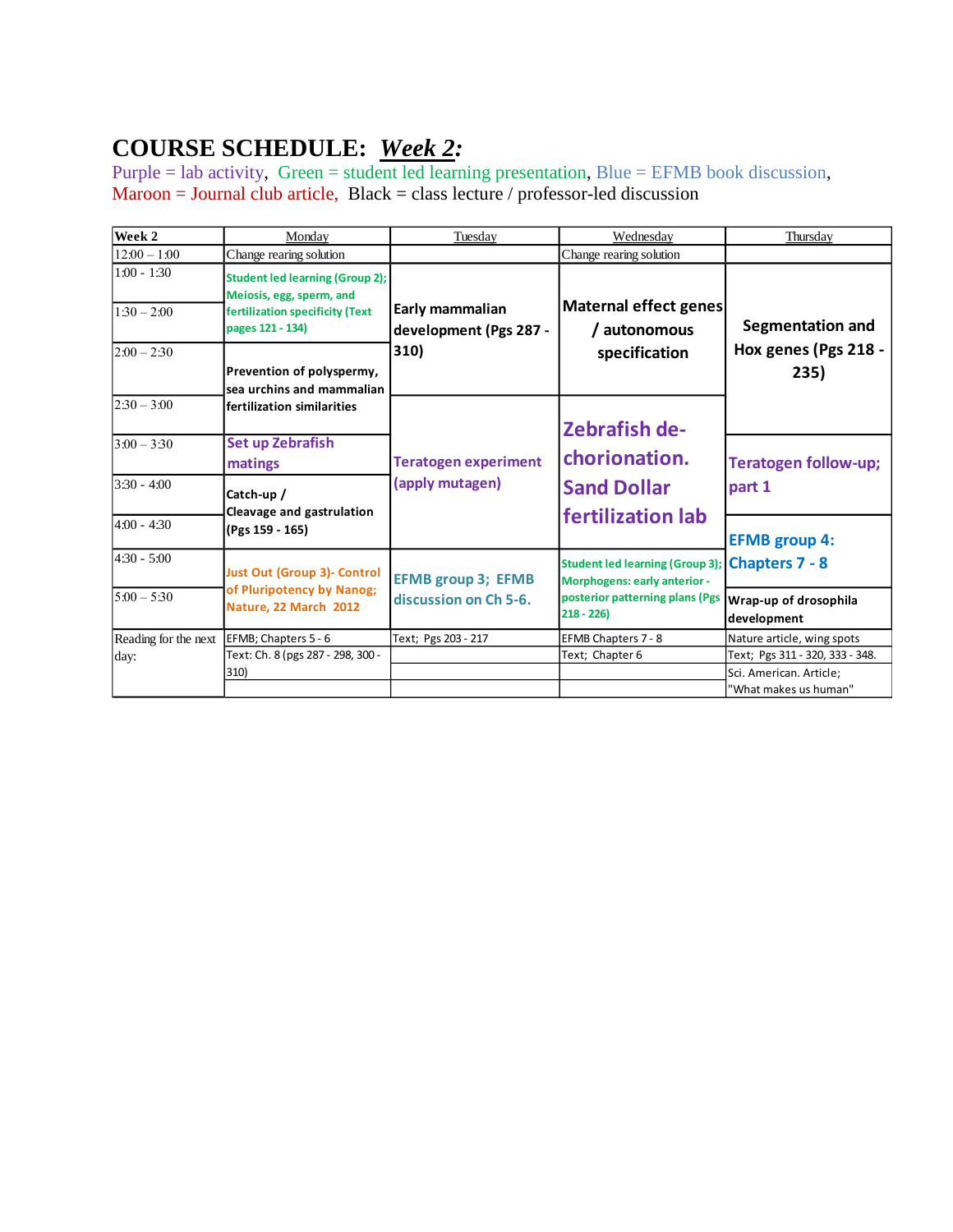# COURSE SCHEDULE: *Week 2*:

Purple = lab activity, Green = student led learning presentation, Blue = EFMB book discussion, Maroon = Journal club article, Black = class lecture / professor-led discussion

| Week 2 | Monday | Tuesday | Wednesday | Thursday |
|---|---|---|---|---|
| 12:00 – 1:00 | Change rearing solution | | Change rearing solution | |
| 1:00 - 1:30 | Student led learning (Group 2); Meiosis, egg, sperm, and fertilization specificity (Text pages 121 - 134) | Early mammalian development (Pgs 287 - 310) | Maternal effect genes / autonomous specification | Segmentation and Hox genes (Pgs 218 - 235) |
| 1:30 – 2:00 | | | | |
| 2:00 – 2:30 | Prevention of polyspermy, sea urchins and mammalian fertilization similarities | | | |
| 2:30 – 3:00 | | Teratogen experiment (apply mutagen) | Zebrafish de-chorionation. Sand Dollar fertilization lab | |
| 3:00 – 3:30 | Set up Zebrafish matings | | | Teratogen follow-up; part 1 |
| 3:30 - 4:00 | Catch-up / Cleavage and gastrulation (Pgs 159 - 165) | | | |
| 4:00 - 4:30 | | | | EFMB group 4: Chapters 7 - 8 |
| 4:30 - 5:00 | Just Out (Group 3)- Control of Pluripotency by Nanog; Nature, 22 March 2012 | EFMB group 3; EFMB discussion on Ch 5-6. | Student led learning (Group 3); Morphogens: early anterior - posterior patterning plans (Pgs 218 - 226) | |
| 5:00 – 5:30 | | | | Wrap-up of drosophila development |
| Reading for the next day: | EFMB; Chapters 5 - 6 | Text; Pgs 203 - 217 | EFMB Chapters 7 - 8 | Nature article, wing spots |
| | Text: Ch. 8 (pgs 287 - 298, 300 - 310) | | Text; Chapter 6 | Text; Pgs 311 - 320, 333 - 348. |
| | | | | Sci. American. Article; "What makes us human" |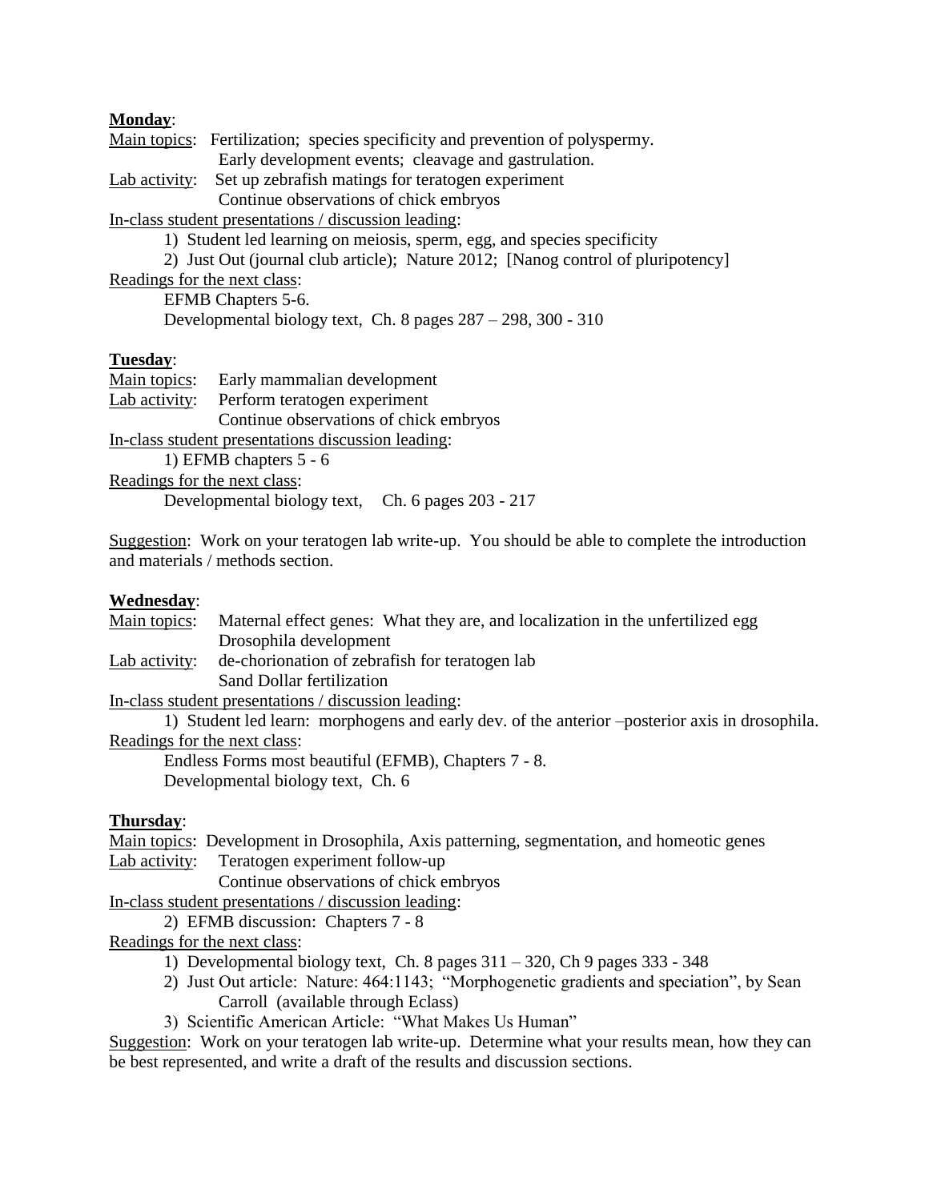**Monday**:

Main topics: Fertilization; species specificity and prevention of polyspermy.
Early development events; cleavage and gastrulation.

Lab activity: Set up zebrafish matings for teratogen experiment
Continue observations of chick embryos

In-class student presentations / discussion leading:

1) Student led learning on meiosis, sperm, egg, and species specificity
2) Just Out (journal club article); Nature 2012; [Nanog control of pluripotency]

Readings for the next class:

EFMB Chapters 5-6.
Developmental biology text, Ch. 8 pages 287 – 298, 300 - 310

**Tuesday**:

Main topics: Early mammalian development

Lab activity: Perform teratogen experiment
Continue observations of chick embryos

In-class student presentations discussion leading:

1) EFMB chapters 5 - 6

Readings for the next class:

Developmental biology text, Ch. 6 pages 203 - 217

Suggestion: Work on your teratogen lab write-up. You should be able to complete the introduction and materials / methods section.

**Wednesday**:

Main topics: Maternal effect genes: What they are, and localization in the unfertilized egg
Drosophila development

Lab activity: de-chorionation of zebrafish for teratogen lab
Sand Dollar fertilization

In-class student presentations / discussion leading:

1) Student led learn: morphogens and early dev. of the anterior –posterior axis in drosophila.

Readings for the next class:

Endless Forms most beautiful (EFMB), Chapters 7 - 8.
Developmental biology text, Ch. 6

**Thursday**:

Main topics: Development in Drosophila, Axis patterning, segmentation, and homeotic genes

Lab activity: Teratogen experiment follow-up
Continue observations of chick embryos

In-class student presentations / discussion leading:

2) EFMB discussion: Chapters 7 - 8

Readings for the next class:

1) Developmental biology text, Ch. 8 pages 311 – 320, Ch 9 pages 333 - 348
2) Just Out article: Nature: 464:1143; "Morphogenetic gradients and speciation", by Sean Carroll (available through Eclass)
3) Scientific American Article: "What Makes Us Human"

Suggestion: Work on your teratogen lab write-up. Determine what your results mean, how they can be best represented, and write a draft of the results and discussion sections.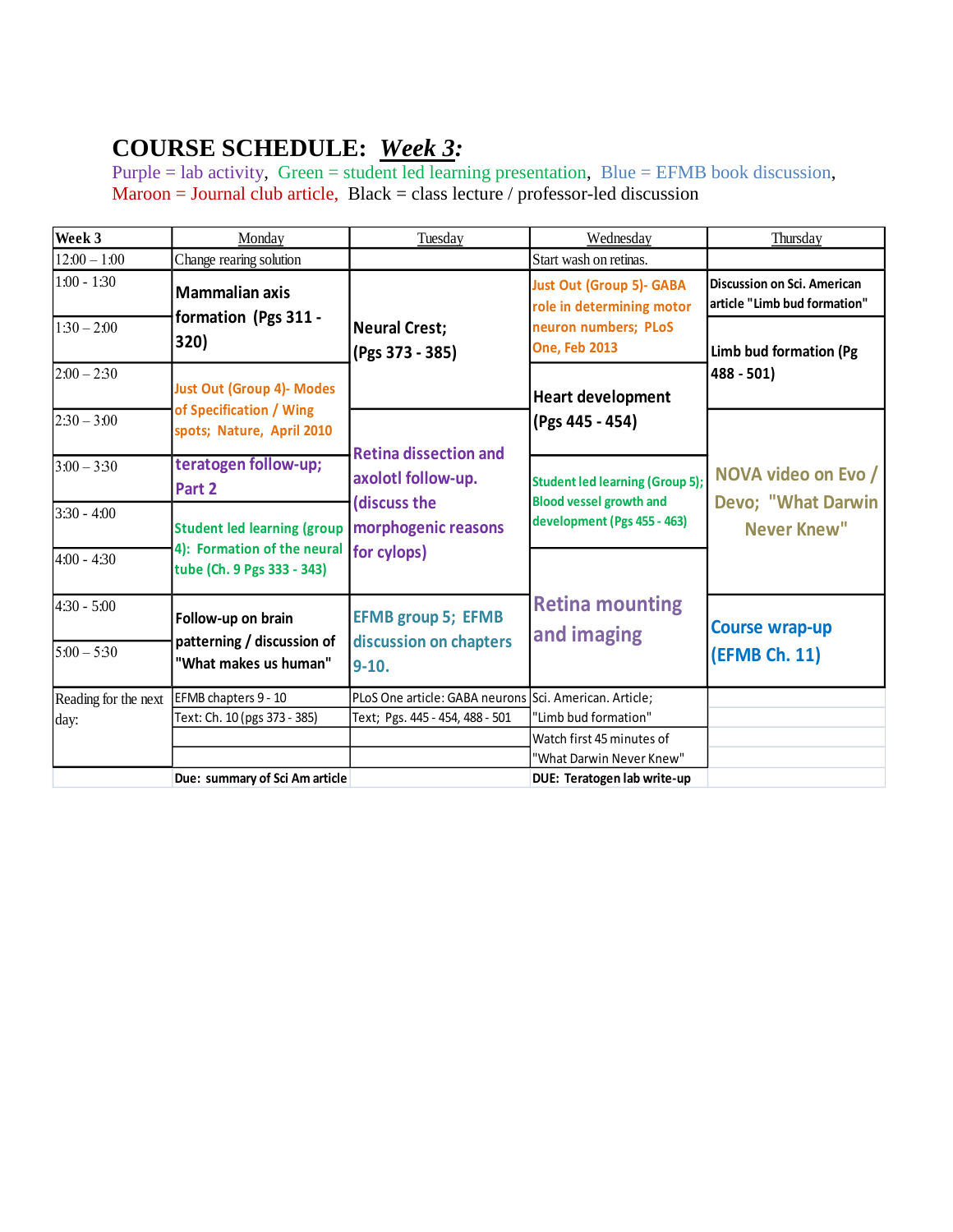# COURSE SCHEDULE: *Week 3:*

Purple = lab activity, Green = student led learning presentation, Blue = EFMB book discussion, Maroon = Journal club article, Black = class lecture / professor-led discussion

| Week 3 | Monday | Tuesday | Wednesday | Thursday |
|---|---|---|---|---|
| 12:00 – 1:00 | Change rearing solution | | Start wash on retinas. | |
| 1:00 - 1:30 | Mammalian axis formation (Pgs 311 - 320) | Neural Crest; (Pgs 373 - 385) | Just Out (Group 5)- GABA role in determining motor neuron numbers; PLoS One, Feb 2013 | Discussion on Sci. American article "Limb bud formation" |
| 1:30 – 2:00 | | | | Limb bud formation (Pg 488 - 501) |
| 2:00 – 2:30 | Just Out (Group 4)- Modes of Specification / Wing spots; Nature, April 2010 | | Heart development (Pgs 445 - 454) | |
| 2:30 – 3:00 | | | | |
| 3:00 – 3:30 | teratogen follow-up; Part 2 | Retina dissection and axolotl follow-up. (discuss the morphogenic reasons for cylops) | Student led learning (Group 5); Blood vessel growth and development (Pgs 455 - 463) | NOVA video on Evo / Devo; "What Darwin Never Knew" |
| 3:30 - 4:00 | Student led learning (group 4): Formation of the neural tube (Ch. 9 Pgs 333 - 343) | | | |
| 4:00 - 4:30 | | | | |
| 4:30 - 5:00 | Follow-up on brain patterning / discussion of "What makes us human" | EFMB group 5; EFMB discussion on chapters 9-10. | Retina mounting and imaging | Course wrap-up (EFMB Ch. 11) |
| 5:00 – 5:30 | | | | |
| Reading for the next day: | EFMB chapters 9 - 10 | PLoS One article: GABA neurons | Sci. American. Article; "Limb bud formation" | |
| | Text: Ch. 10 (pgs 373 - 385) | Text; Pgs. 445 - 454, 488 - 501 | Watch first 45 minutes of "What Darwin Never Knew" | |
| | Due: summary of Sci Am article | | DUE: Teratogen lab write-up | |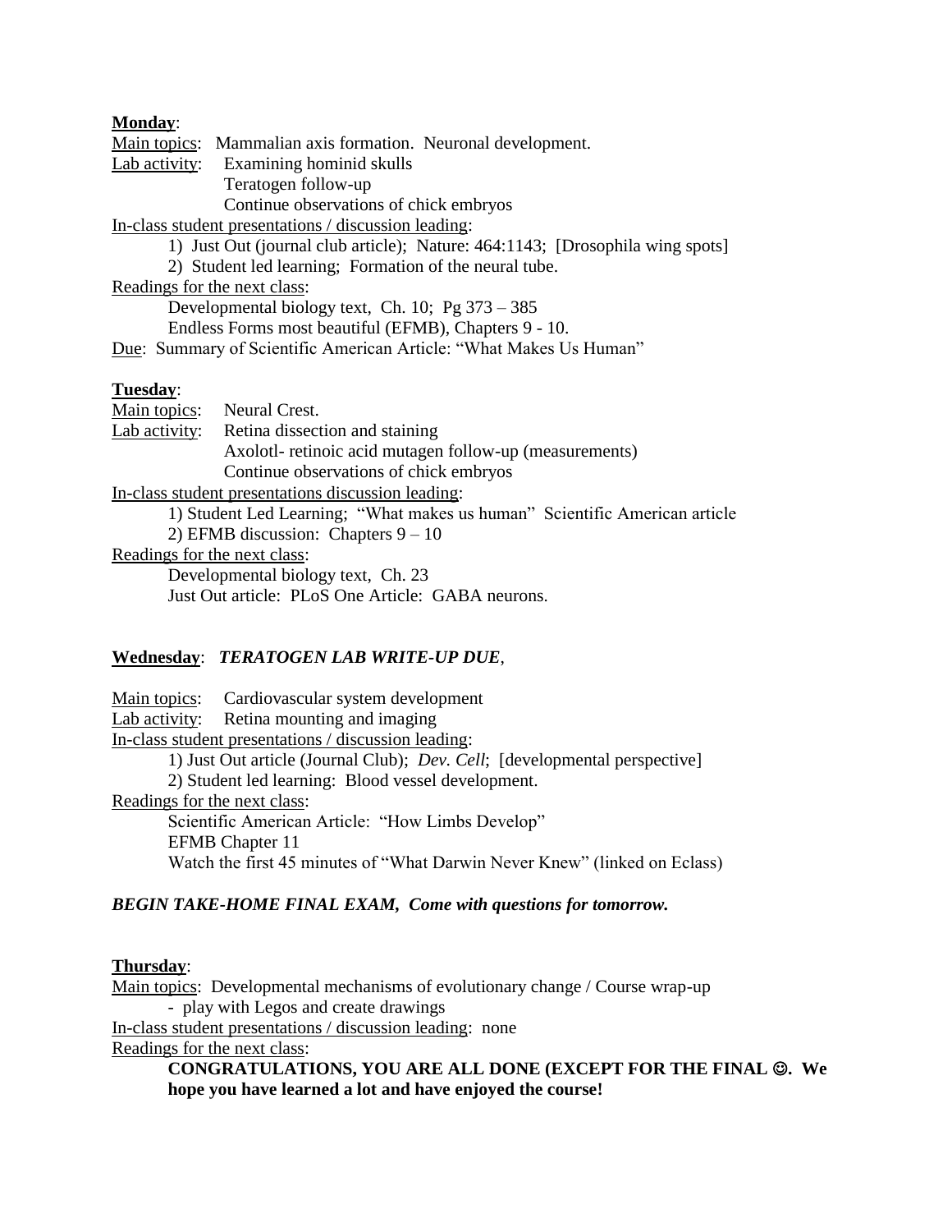**Monday**:

Main topics: Mammalian axis formation. Neuronal development.

Lab activity: Examining hominid skulls
Teratogen follow-up
Continue observations of chick embryos

In-class student presentations / discussion leading:

1) Just Out (journal club article); Nature: 464:1143; [Drosophila wing spots]
2) Student led learning; Formation of the neural tube.

Readings for the next class:

Developmental biology text, Ch. 10; Pg 373 – 385
Endless Forms most beautiful (EFMB), Chapters 9 - 10.

Due: Summary of Scientific American Article: "What Makes Us Human"

**Tuesday**:

Main topics: Neural Crest.

Lab activity: Retina dissection and staining
Axolotl- retinoic acid mutagen follow-up (measurements)
Continue observations of chick embryos

In-class student presentations discussion leading:

1) Student Led Learning; "What makes us human" Scientific American article
2) EFMB discussion: Chapters 9 – 10

Readings for the next class:

Developmental biology text, Ch. 23
Just Out article: PLoS One Article: GABA neurons.

**Wednesday**: ***TERATOGEN LAB WRITE-UP DUE***,

Main topics: Cardiovascular system development

Lab activity: Retina mounting and imaging

In-class student presentations / discussion leading:

1) Just Out article (Journal Club); *Dev. Cell*; [developmental perspective]
2) Student led learning: Blood vessel development.

Readings for the next class:

Scientific American Article: "How Limbs Develop"
EFMB Chapter 11
Watch the first 45 minutes of "What Darwin Never Knew" (linked on Eclass)

***BEGIN TAKE-HOME FINAL EXAM, Come with questions for tomorrow.***

**Thursday**:

Main topics: Developmental mechanisms of evolutionary change / Course wrap-up
- play with Legos and create drawings

In-class student presentations / discussion leading: none

Readings for the next class:

**CONGRATULATIONS, YOU ARE ALL DONE (EXCEPT FOR THE FINAL ☺. We hope you have learned a lot and have enjoyed the course!**